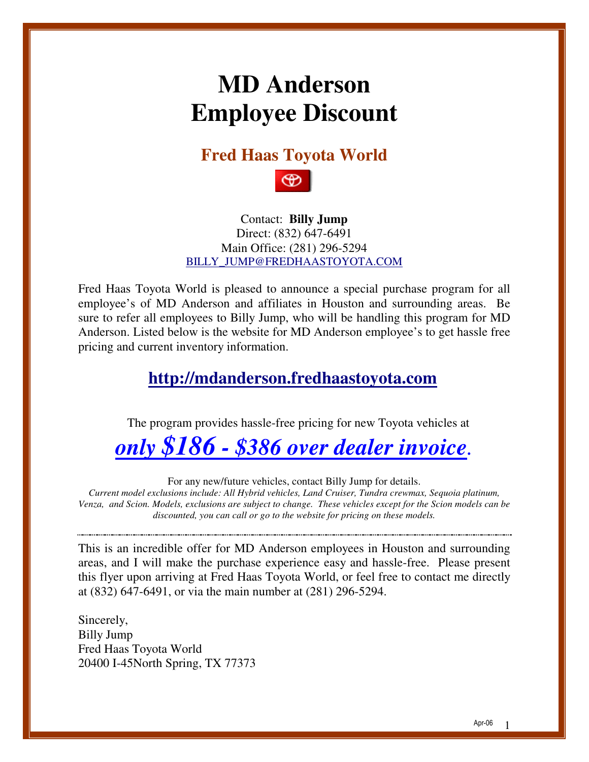# MD Anderson Employee Discount

## Fred Haas Toyota World

Contact: **Billy Jump**
Direct: (832) 647-6491
Main Office: (281) 296-5294
BILLY_JUMP@FREDHAASTOYOTA.COM

Fred Haas Toyota World is pleased to announce a special purchase program for all employee's of MD Anderson and affiliates in Houston and surrounding areas. Be sure to refer all employees to Billy Jump, who will be handling this program for MD Anderson. Listed below is the website for MD Anderson employee's to get hassle free pricing and current inventory information.

**http://mdanderson.fredhaastoyota.com**

The program provides hassle-free pricing for new Toyota vehicles at

***only $186 - $386 over dealer invoice.***

For any new/future vehicles, contact Billy Jump for details.
*Current model exclusions include: All Hybrid vehicles, Land Cruiser, Tundra crewmax, Sequoia platinum, Venza, and Scion. Models, exclusions are subject to change. These vehicles except for the Scion models can be discounted, you can call or go to the website for pricing on these models.*

---

This is an incredible offer for MD Anderson employees in Houston and surrounding areas, and I will make the purchase experience easy and hassle-free. Please present this flyer upon arriving at Fred Haas Toyota World, or feel free to contact me directly at (832) 647-6491, or via the main number at (281) 296-5294.

Sincerely,
Billy Jump
Fred Haas Toyota World
20400 I-45North Spring, TX 77373

Apr-06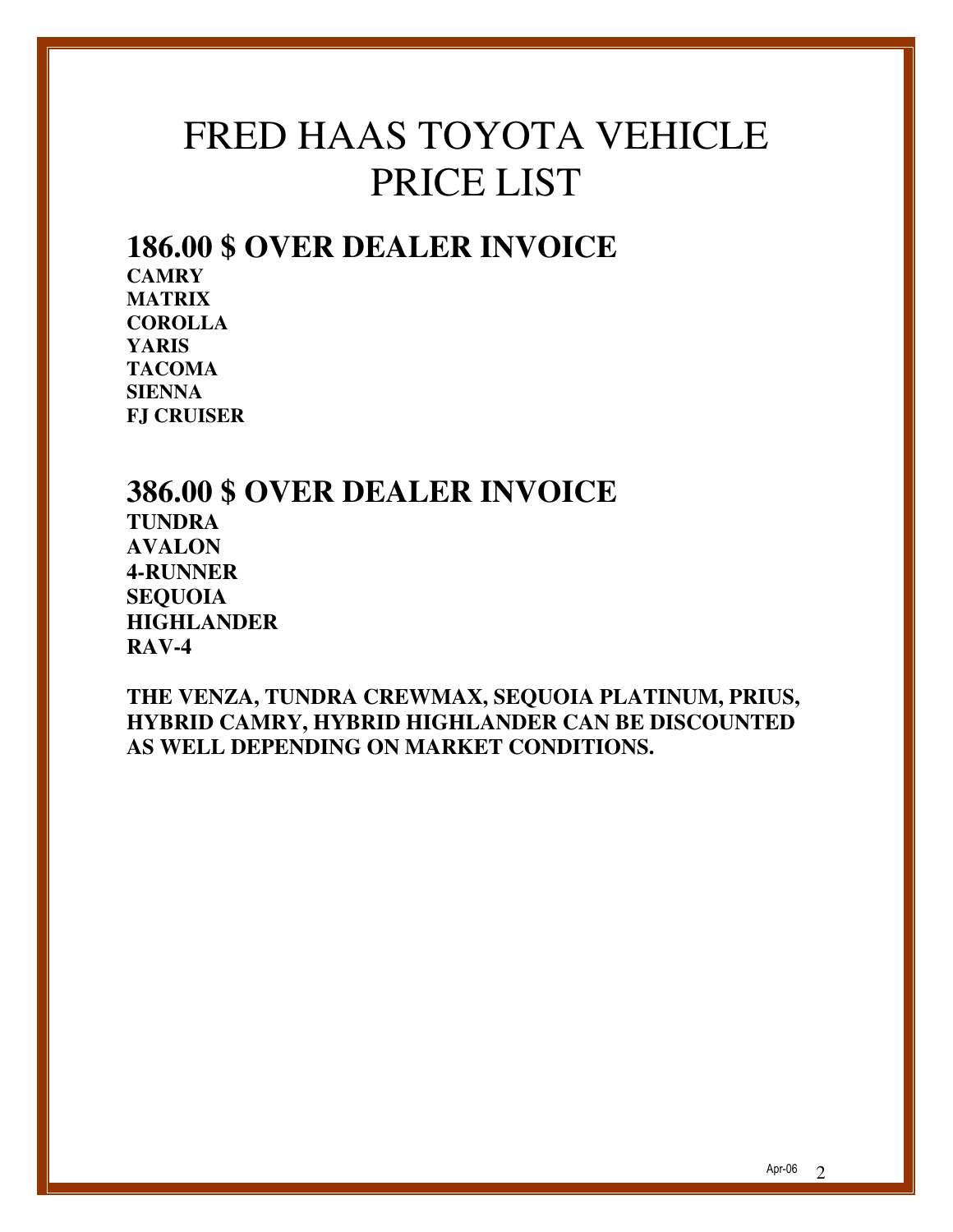# FRED HAAS TOYOTA VEHICLE PRICE LIST

## 186.00 $ OVER DEALER INVOICE

**CAMRY**
**MATRIX**
**COROLLA**
**YARIS**
**TACOMA**
**SIENNA**
**FJ CRUISER**

## 386.00 $ OVER DEALER INVOICE

**TUNDRA**
**AVALON**
**4-RUNNER**
**SEQUOIA**
**HIGHLANDER**
**RAV-4**

**THE VENZA, TUNDRA CREWMAX, SEQUOIA PLATINUM, PRIUS, HYBRID CAMRY, HYBRID HIGHLANDER CAN BE DISCOUNTED AS WELL DEPENDING ON MARKET CONDITIONS.**

Apr-06